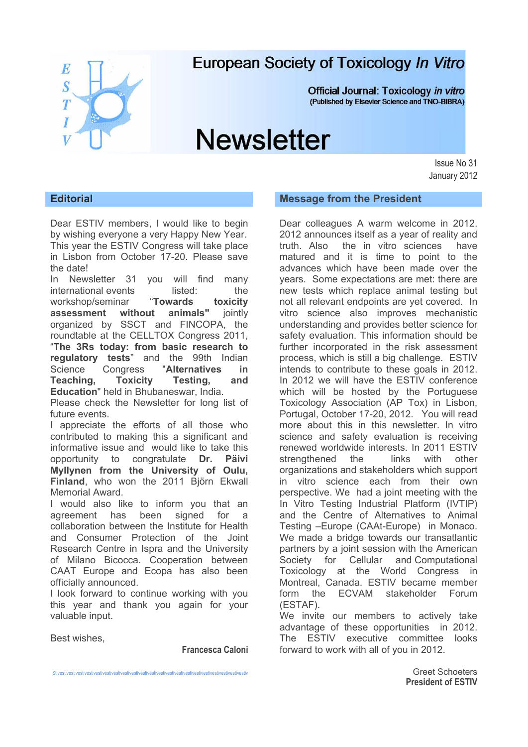# European Society of Toxicology *In Vitro*

Official Journal: Toxicology *in vitro*
(Published by Elsevier Science and TNO-BIBRA)

# Newsletter

Issue No 31
January 2012

## Editorial

Dear ESTIV members, I would like to begin by wishing everyone a very Happy New Year. This year the ESTIV Congress will take place in Lisbon from October 17-20. Please save the date!

In Newsletter 31 you will find many international events listed: the workshop/seminar "**Towards toxicity assessment without animals"** jointly organized by SSCT and FINCOPA, the roundtable at the CELLTOX Congress 2011, "**The 3Rs today: from basic research to regulatory tests**" and the 99th Indian Science Congress "**Alternatives in Teaching, Toxicity Testing, and Education**" held in Bhubaneswar, India.

Please check the Newsletter for long list of future events.

I appreciate the efforts of all those who contributed to making this a significant and informative issue and would like to take this opportunity to congratulate **Dr. Päivi Myllynen from the University of Oulu, Finland**, who won the 2011 Björn Ekwall Memorial Award.

I would also like to inform you that an agreement has been signed for a collaboration between the Institute for Health and Consumer Protection of the Joint Research Centre in Ispra and the University of Milano Bicocca. Cooperation between CAAT Europe and Ecopa has also been officially announced.

I look forward to continue working with you this year and thank you again for your valuable input.

Best wishes,

**Francesca Caloni**

## Message from the President

Dear colleagues A warm welcome in 2012. 2012 announces itself as a year of reality and truth. Also the in vitro sciences have matured and it is time to point to the advances which have been made over the years. Some expectations are met: there are new tests which replace animal testing but not all relevant endpoints are yet covered. In vitro science also improves mechanistic understanding and provides better science for safety evaluation. This information should be further incorporated in the risk assessment process, which is still a big challenge. ESTIV intends to contribute to these goals in 2012.

In 2012 we will have the ESTIV conference which will be hosted by the Portuguese Toxicology Association (AP Tox) in Lisbon, Portugal, October 17-20, 2012. You will read more about this in this newsletter. In vitro science and safety evaluation is receiving renewed worldwide interests. In 2011 ESTIV strengthened the links with other organizations and stakeholders which support in vitro science each from their own perspective. We had a joint meeting with the In Vitro Testing Industrial Platform (IVTIP) and the Centre of Alternatives to Animal Testing –Europe (CAAt-Europe) in Monaco. We made a bridge towards our transatlantic partners by a joint session with the American Society for Cellular and Computational Toxicology at the World Congress in Montreal, Canada. ESTIV became member form the ECVAM stakeholder Forum (ESTAF).

We invite our members to actively take advantage of these opportunities in 2012. The ESTIV executive committee looks forward to work with all of you in 2012.

Greet Schoeters
**President of ESTIV**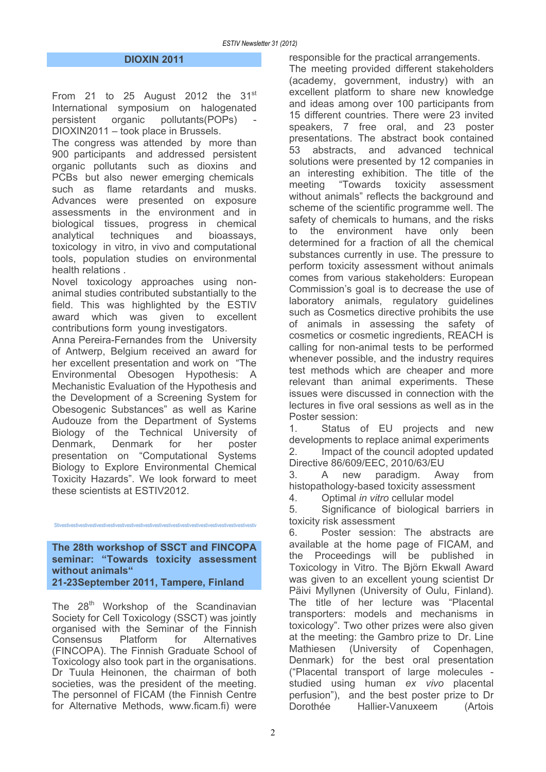## DIOXIN 2011

From 21 to 25 August 2012 the 31st International symposium on halogenated persistent organic pollutants(POPs) - DIOXIN2011 – took place in Brussels.

The congress was attended by more than 900 participants and addressed persistent organic pollutants such as dioxins and PCBs but also newer emerging chemicals such as flame retardants and musks. Advances were presented on exposure assessments in the environment and in biological tissues, progress in chemical analytical techniques and bioassays, toxicology in vitro, in vivo and computational tools, population studies on environmental health relations .

Novel toxicology approaches using non-animal studies contributed substantially to the field. This was highlighted by the ESTIV award which was given to excellent contributions form young investigators.

Anna Pereira-Fernandes from the University of Antwerp, Belgium received an award for her excellent presentation and work on "The Environmental Obesogen Hypothesis: A Mechanistic Evaluation of the Hypothesis and the Development of a Screening System for Obesogenic Substances" as well as Karine Audouze from the Department of Systems Biology of the Technical University of Denmark, Denmark for her poster presentation on "Computational Systems Biology to Explore Environmental Chemical Toxicity Hazards". We look forward to meet these scientists at ESTIV2012.

## The 28th workshop of SSCT and FINCOPA seminar: "Towards toxicity assessment without animals" 21-23September 2011, Tampere, Finland

The 28th Workshop of the Scandinavian Society for Cell Toxicology (SSCT) was jointly organised with the Seminar of the Finnish Consensus Platform for Alternatives (FINCOPA). The Finnish Graduate School of Toxicology also took part in the organisations. Dr Tuula Heinonen, the chairman of both societies, was the president of the meeting. The personnel of FICAM (the Finnish Centre for Alternative Methods, www.ficam.fi) were responsible for the practical arrangements.

The meeting provided different stakeholders (academy, government, industry) with an excellent platform to share new knowledge and ideas among over 100 participants from 15 different countries. There were 23 invited speakers, 7 free oral, and 23 poster presentations. The abstract book contained 53 abstracts, and advanced technical solutions were presented by 12 companies in an interesting exhibition. The title of the meeting "Towards toxicity assessment without animals" reflects the background and scheme of the scientific programme well. The safety of chemicals to humans, and the risks to the environment have only been determined for a fraction of all the chemical substances currently in use. The pressure to perform toxicity assessment without animals comes from various stakeholders: European Commission's goal is to decrease the use of laboratory animals, regulatory guidelines such as Cosmetics directive prohibits the use of animals in assessing the safety of cosmetics or cosmetic ingredients, REACH is calling for non-animal tests to be performed whenever possible, and the industry requires test methods which are cheaper and more relevant than animal experiments. These issues were discussed in connection with the lectures in five oral sessions as well as in the Poster session:

1. Status of EU projects and new developments to replace animal experiments
2. Impact of the council adopted updated Directive 86/609/EEC, 2010/63/EU
3. A new paradigm. Away from histopathology-based toxicity assessment
4. Optimal *in vitro* cellular model
5. Significance of biological barriers in toxicity risk assessment
6. Poster session: The abstracts are available at the home page of FICAM, and the Proceedings will be published in Toxicology in Vitro. The Björn Ekwall Award was given to an excellent young scientist Dr Päivi Myllynen (University of Oulu, Finland). The title of her lecture was "Placental transporters: models and mechanisms in toxicology". Two other prizes were also given at the meeting: the Gambro prize to Dr. Line Mathiesen (University of Copenhagen, Denmark) for the best oral presentation ("Placental transport of large molecules - studied using human *ex vivo* placental perfusion"), and the best poster prize to Dr Dorothée Hallier-Vanuxeem (Artois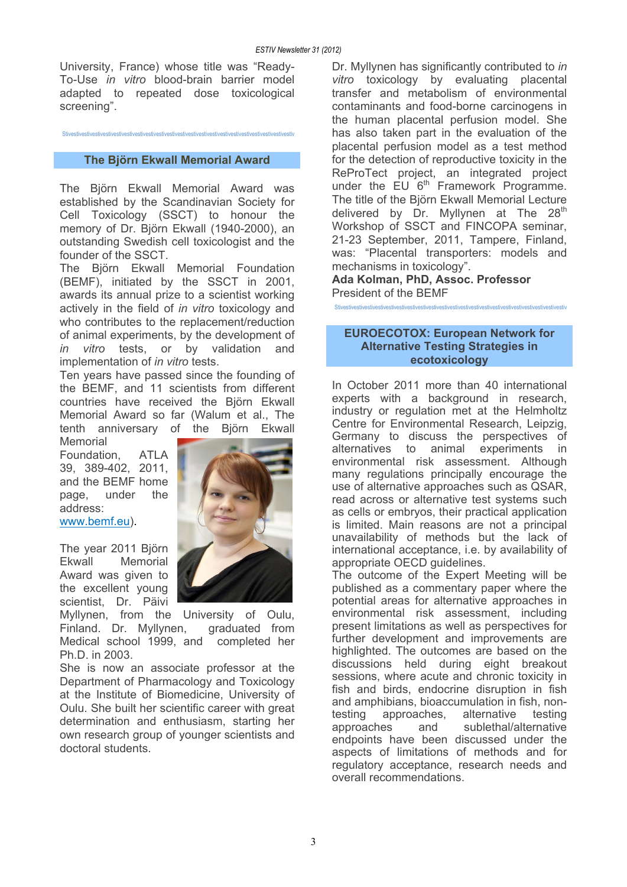University, France) whose title was "Ready-To-Use *in vitro* blood-brain barrier model adapted to repeated dose toxicological screening".

Stivestivestivestivestivestivestivestivestivestivestivestivestivestivestivestivestivestivestivestivestivestivestivestivestiv

## The Björn Ekwall Memorial Award

The Björn Ekwall Memorial Award was established by the Scandinavian Society for Cell Toxicology (SSCT) to honour the memory of Dr. Björn Ekwall (1940-2000), an outstanding Swedish cell toxicologist and the founder of the SSCT.

The Björn Ekwall Memorial Foundation (BEMF), initiated by the SSCT in 2001, awards its annual prize to a scientist working actively in the field of *in vitro* toxicology and who contributes to the replacement/reduction of animal experiments, by the development of *in vitro* tests, or by validation and implementation of *in vitro* tests.

Ten years have passed since the founding of the BEMF, and 11 scientists from different countries have received the Björn Ekwall Memorial Award so far (Walum et al., The tenth anniversary of the Björn Ekwall Memorial Foundation, ATLA 39, 389-402, 2011, and the BEMF home page, under the address: [www.bemf.eu](http://www.bemf.eu)).

The year 2011 Björn Ekwall Memorial Award was given to the excellent young scientist, Dr. Päivi Myllynen, from the University of Oulu, Finland. Dr. Myllynen, graduated from Medical school 1999, and completed her Ph.D. in 2003.

She is now an associate professor at the Department of Pharmacology and Toxicology at the Institute of Biomedicine, University of Oulu. She built her scientific career with great determination and enthusiasm, starting her own research group of younger scientists and doctoral students.

Dr. Myllynen has significantly contributed to *in vitro* toxicology by evaluating placental transfer and metabolism of environmental contaminants and food-borne carcinogens in the human placental perfusion model. She has also taken part in the evaluation of the placental perfusion model as a test method for the detection of reproductive toxicity in the ReProTect project, an integrated project under the EU 6th Framework Programme. The title of the Björn Ekwall Memorial Lecture delivered by Dr. Myllynen at The 28th Workshop of SSCT and FINCOPA seminar, 21-23 September, 2011, Tampere, Finland, was: "Placental transporters: models and mechanisms in toxicology".

**Ada Kolman, PhD, Assoc. Professor**
President of the BEMF

Stivestivestivestivestivestivestivestivestivestivestivestivestivestivestivestivestivestivestivestivestivestivestivestivestiv

## EUROECOTOX: European Network for Alternative Testing Strategies in ecotoxicology

In October 2011 more than 40 international experts with a background in research, industry or regulation met at the Helmholtz Centre for Environmental Research, Leipzig, Germany to discuss the perspectives of alternatives to animal experiments in environmental risk assessment. Although many regulations principally encourage the use of alternative approaches such as QSAR, read across or alternative test systems such as cells or embryos, their practical application is limited. Main reasons are not a principal unavailability of methods but the lack of international acceptance, i.e. by availability of appropriate OECD guidelines.

The outcome of the Expert Meeting will be published as a commentary paper where the potential areas for alternative approaches in environmental risk assessment, including present limitations as well as perspectives for further development and improvements are highlighted. The outcomes are based on the discussions held during eight breakout sessions, where acute and chronic toxicity in fish and birds, endocrine disruption in fish and amphibians, bioaccumulation in fish, non-testing approaches, alternative testing approaches and sublethal/alternative endpoints have been discussed under the aspects of limitations of methods and for regulatory acceptance, research needs and overall recommendations.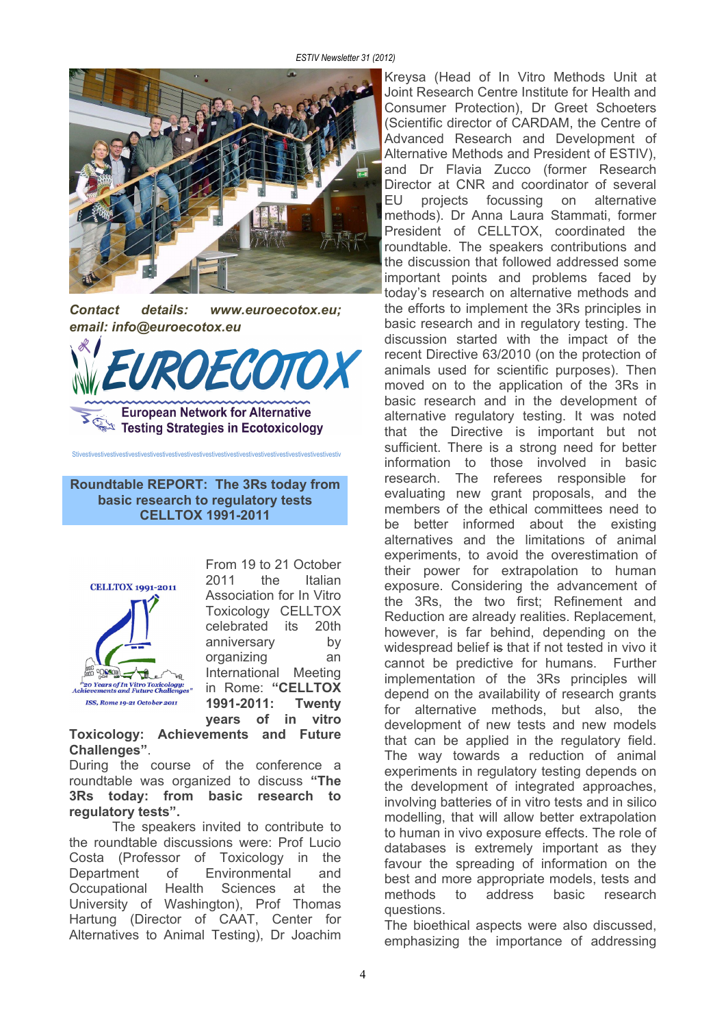***Contact details: www.euroecotox.eu; email: info@euroecotox.eu***

**EUROECOTOX**

**European Network for Alternative Testing Strategies in Ecotoxicology**

## Roundtable REPORT: The 3Rs today from basic research to regulatory tests CELLTOX 1991-2011

CELLTOX 1991-2011

"20 Years of In Vitro Toxicology: Achievements and Future Challenges"

ISS, Rome 19-21 October 2011

From 19 to 21 October 2011 the Italian Association for In Vitro Toxicology CELLTOX celebrated its 20th anniversary by organizing an International Meeting in Rome: **"CELLTOX 1991-2011: Twenty years of in vitro Toxicology: Achievements and Future Challenges"**.

During the course of the conference a roundtable was organized to discuss **"The 3Rs today: from basic research to regulatory tests".**

The speakers invited to contribute to the roundtable discussions were: Prof Lucio Costa (Professor of Toxicology in the Department of Environmental and Occupational Health Sciences at the University of Washington), Prof Thomas Hartung (Director of CAAT, Center for Alternatives to Animal Testing), Dr Joachim Kreysa (Head of In Vitro Methods Unit at Joint Research Centre Institute for Health and Consumer Protection), Dr Greet Schoeters (Scientific director of CARDAM, the Centre of Advanced Research and Development of Alternative Methods and President of ESTIV), and Dr Flavia Zucco (former Research Director at CNR and coordinator of several EU projects focussing on alternative methods). Dr Anna Laura Stammati, former President of CELLTOX, coordinated the roundtable. The speakers contributions and the discussion that followed addressed some important points and problems faced by today's research on alternative methods and the efforts to implement the 3Rs principles in basic research and in regulatory testing. The discussion started with the impact of the recent Directive 63/2010 (on the protection of animals used for scientific purposes). Then moved on to the application of the 3Rs in basic research and in the development of alternative regulatory testing. It was noted that the Directive is important but not sufficient. There is a strong need for better information to those involved in basic research. The referees responsible for evaluating new grant proposals, and the members of the ethical committees need to be better informed about the existing alternatives and the limitations of animal experiments, to avoid the overestimation of their power for extrapolation to human exposure. Considering the advancement of the 3Rs, the two first; Refinement and Reduction are already realities. Replacement, however, is far behind, depending on the widespread belief is that if not tested in vivo it cannot be predictive for humans. Further implementation of the 3Rs principles will depend on the availability of research grants for alternative methods, but also, the development of new tests and new models that can be applied in the regulatory field. The way towards a reduction of animal experiments in regulatory testing depends on the development of integrated approaches, involving batteries of in vitro tests and in silico modelling, that will allow better extrapolation to human in vivo exposure effects. The role of databases is extremely important as they favour the spreading of information on the best and more appropriate models, tests and methods to address basic research questions.

The bioethical aspects were also discussed, emphasizing the importance of addressing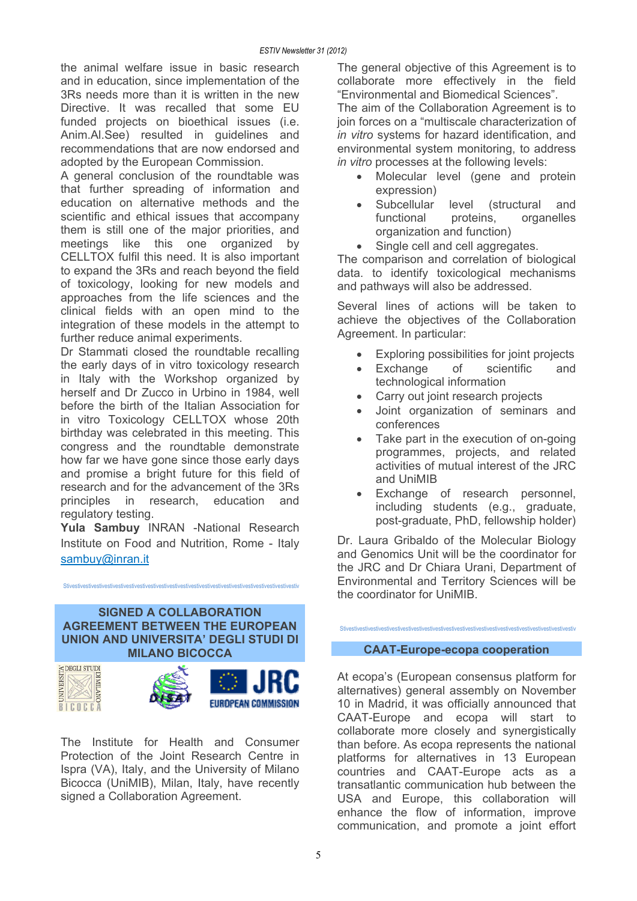the animal welfare issue in basic research and in education, since implementation of the 3Rs needs more than it is written in the new Directive. It was recalled that some EU funded projects on bioethical issues (i.e. Anim.Al.See) resulted in guidelines and recommendations that are now endorsed and adopted by the European Commission.

A general conclusion of the roundtable was that further spreading of information and education on alternative methods and the scientific and ethical issues that accompany them is still one of the major priorities, and meetings like this one organized by CELLTOX fulfil this need. It is also important to expand the 3Rs and reach beyond the field of toxicology, looking for new models and approaches from the life sciences and the clinical fields with an open mind to the integration of these models in the attempt to further reduce animal experiments.

Dr Stammati closed the roundtable recalling the early days of in vitro toxicology research in Italy with the Workshop organized by herself and Dr Zucco in Urbino in 1984, well before the birth of the Italian Association for in vitro Toxicology CELLTOX whose 20th birthday was celebrated in this meeting. This congress and the roundtable demonstrate how far we have gone since those early days and promise a bright future for this field of research and for the advancement of the 3Rs principles in research, education and regulatory testing.

**Yula Sambuy** INRAN -National Research Institute on Food and Nutrition, Rome - Italy
sambuy@inran.it

## SIGNED A COLLABORATION AGREEMENT BETWEEN THE EUROPEAN UNION AND UNIVERSITA' DEGLI STUDI DI MILANO BICOCCA

The Institute for Health and Consumer Protection of the Joint Research Centre in Ispra (VA), Italy, and the University of Milano Bicocca (UniMIB), Milan, Italy, have recently signed a Collaboration Agreement.

The general objective of this Agreement is to collaborate more effectively in the field "Environmental and Biomedical Sciences".
The aim of the Collaboration Agreement is to join forces on a "multiscale characterization of *in vitro* systems for hazard identification, and environmental system monitoring, to address *in vitro* processes at the following levels:

- Molecular level (gene and protein expression)
- Subcellular level (structural and functional proteins, organelles organization and function)
- Single cell and cell aggregates.

The comparison and correlation of biological data. to identify toxicological mechanisms and pathways will also be addressed.

Several lines of actions will be taken to achieve the objectives of the Collaboration Agreement. In particular:

- Exploring possibilities for joint projects
- Exchange of scientific and technological information
- Carry out joint research projects
- Joint organization of seminars and conferences
- Take part in the execution of on-going programmes, projects, and related activities of mutual interest of the JRC and UniMIB
- Exchange of research personnel, including students (e.g., graduate, post-graduate, PhD, fellowship holder)

Dr. Laura Gribaldo of the Molecular Biology and Genomics Unit will be the coordinator for the JRC and Dr Chiara Urani, Department of Environmental and Territory Sciences will be the coordinator for UniMIB.

## CAAT-Europe-ecopa cooperation

At ecopa's (European consensus platform for alternatives) general assembly on November 10 in Madrid, it was officially announced that CAAT-Europe and ecopa will start to collaborate more closely and synergistically than before. As ecopa represents the national platforms for alternatives in 13 European countries and CAAT-Europe acts as a transatlantic communication hub between the USA and Europe, this collaboration will enhance the flow of information, improve communication, and promote a joint effort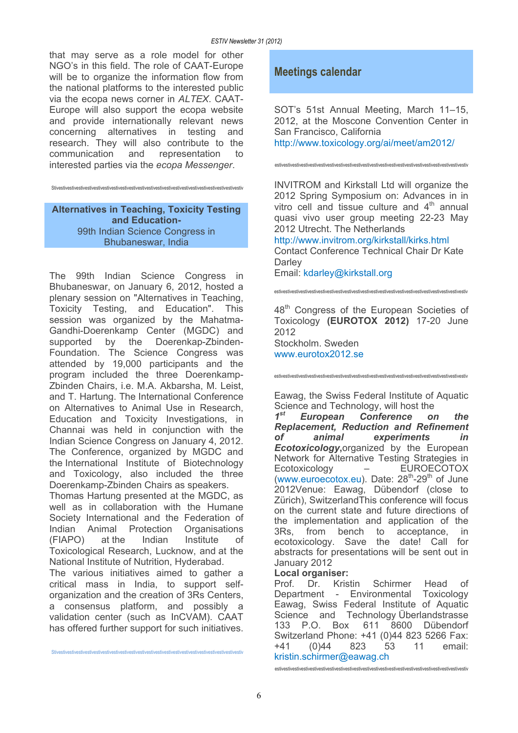that may serve as a role model for other NGO's in this field. The role of CAAT-Europe will be to organize the information flow from the national platforms to the interested public via the ecopa news corner in *ALTEX*. CAAT-Europe will also support the ecopa website and provide internationally relevant news concerning alternatives in testing and research. They will also contribute to the communication and representation to interested parties via the *ecopa Messenger*.

Stivestivestivestivestivestivestivestivestivestivestivestivestivestivestivestivestivestivestivestivestivestiv

## Alternatives in Teaching, Toxicity Testing and Education-

99th Indian Science Congress in Bhubaneswar, India

The 99th Indian Science Congress in Bhubaneswar, on January 6, 2012, hosted a plenary session on "Alternatives in Teaching, Toxicity Testing, and Education". This session was organized by the Mahatma-Gandhi-Doerenkamp Center (MGDC) and supported by the Doerenkap-Zbinden-Foundation. The Science Congress was attended by 19,000 participants and the program included the three Doerenkamp-Zbinden Chairs, i.e. M.A. Akbarsha, M. Leist, and T. Hartung. The International Conference on Alternatives to Animal Use in Research, Education and Toxicity Investigations, in Channai was held in conjunction with the Indian Science Congress on January 4, 2012. The Conference, organized by MGDC and the International Institute of Biotechnology and Toxicology, also included the three Doerenkamp-Zbinden Chairs as speakers.

Thomas Hartung presented at the MGDC, as well as in collaboration with the Humane Society International and the Federation of Indian Animal Protection Organisations (FIAPO) at the Indian Institute of Toxicological Research, Lucknow, and at the National Institute of Nutrition, Hyderabad.

The various initiatives aimed to gather a critical mass in India, to support self-organization and the creation of 3Rs Centers, a consensus platform, and possibly a validation center (such as InCVAM). CAAT has offered further support for such initiatives.

Stivestivestivestivestivestivestivestivestivestivestivestivestivestivestivestivestivestivestivestivestivestiv

## Meetings calendar

SOT's 51st Annual Meeting, March 11–15, 2012, at the Moscone Convention Center in San Francisco, California
http://www.toxicology.org/ai/meet/am2012/

estivestivestivestivestivestivestivestivestivestivestivestivestivestivestivestivestivestivestivestivestivestiv

INVITROM and Kirkstall Ltd will organize the 2012 Spring Symposium on: Advances in in vitro cell and tissue culture and 4th annual quasi vivo user group meeting 22-23 May 2012 Utrecht. The Netherlands
http://www.invitrom.org/kirkstall/kirks.html
Contact Conference Technical Chair Dr Kate Darley
Email: kdarley@kirkstall.org

estivestivestivestivestivestivestivestivestivestivestivestivestivestivestivestivestivestivestivestivestivestiv

48th Congress of the European Societies of Toxicology **(EUROTOX 2012)** 17-20 June 2012
Stockholm. Sweden
www.eurotox2012.se

estivestivestivestivestivestivestivestivestivestivestivestivestivestivestivestivestivestivestivestivestivestiv

Eawag, the Swiss Federal Institute of Aquatic Science and Technology, will host the ***1st European Conference on the Replacement, Reduction and Refinement of animal experiments in Ecotoxicology***,organized by the European Network for Alternative Testing Strategies in Ecotoxicology – EUROECOTOX (www.euroecotox.eu). Date: 28th-29th of June 2012Venue: Eawag, Dübendorf (close to Zürich), SwitzerlandThis conference will focus on the current state and future directions of the implementation and application of the 3Rs, from bench to acceptance, in ecotoxicology. Save the date! Call for abstracts for presentations will be sent out in January 2012

**Local organiser:**
Prof. Dr. Kristin Schirmer Head of Department - Environmental Toxicology Eawag, Swiss Federal Institute of Aquatic Science and Technology Überlandstrasse 133 P.O. Box 611 8600 Dübendorf Switzerland Phone: +41 (0)44 823 5266 Fax: +41 (0)44 823 53 11 email: kristin.schirmer@eawag.ch

estivestivestivestivestivestivestivestivestivestivestivestivestivestivestivestivestivestivestivestivestivestiv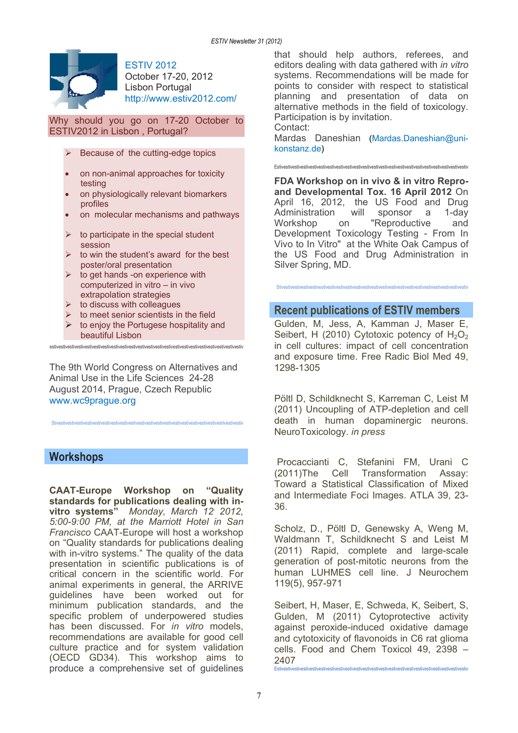ESTIV 2012
October 17-20, 2012
Lisbon Portugal
http://www.estiv2012.com/

Why should you go on 17-20 October to ESTIV2012 in Lisbon , Portugal?

- Because of the cutting-edge topics
  - on non-animal approaches for toxicity testing
  - on physiologically relevant biomarkers profiles
  - on molecular mechanisms and pathways
- to participate in the special student session
- to win the student's award for the best poster/oral presentation
- to get hands -on experience with computerized in vitro – in vivo extrapolation strategies
- to discuss with colleagues
- to meet senior scientists in the field
- to enjoy the Portugese hospitality and beautiful Lisbon

estivestivestivestivestivestivestivestivestivestivestivestivestivestivestivestivestivestiv

The 9th World Congress on Alternatives and Animal Use in the Life Sciences 24-28 August 2014, Prague, Czech Republic
www.wc9prague.org

Stivestivestivestivestivestivestivestivestivestivestivestivestivestivestivestivestivestiv

## Workshops

**CAAT-Europe Workshop on "Quality standards for publications dealing with in-vitro systems"** *Monday, March 12 2012, 5:00-9:00 PM, at the Marriott Hotel in San Francisco* CAAT-Europe will host a workshop on "Quality standards for publications dealing with in-vitro systems." The quality of the data presentation in scientific publications is of critical concern in the scientific world. For animal experiments in general, the ARRIVE guidelines have been worked out for minimum publication standards, and the specific problem of underpowered studies has been discussed. For *in vitro* models, recommendations are available for good cell culture practice and for system validation (OECD GD34). This workshop aims to produce a comprehensive set of guidelines that should help authors, referees, and editors dealing with data gathered with *in vitro* systems. Recommendations will be made for points to consider with respect to statistical planning and presentation of data on alternative methods in the field of toxicology. Participation is by invitation.
Contact:
Mardas Daneshian (Mardas.Daneshian@uni-konstanz.de)

Estivestivestivestivestivestivestivestivestivestivestivestivestivestivestivestivestivestiv

**FDA Workshop on in vivo & in vitro Repro- and Developmental Tox. 16 April 2012** On April 16, 2012, the US Food and Drug Administration will sponsor a 1-day Workshop on "Reproductive and Development Toxicology Testing - From In Vivo to In Vitro" at the White Oak Campus of the US Food and Drug Administration in Silver Spring, MD.

Stivestivestivestivestivestivestivestivestivestivestivestivestivestivestivestivestivestiv

## Recent publications of ESTIV members

Gulden, M, Jess, A, Kamman J, Maser E, Seibert, H (2010) Cytotoxic potency of $H_2O_2$ in cell cultures: impact of cell concentration and exposure time. Free Radic Biol Med 49, 1298-1305

Pöltl D, Schildknecht S, Karreman C, Leist M (2011) Uncoupling of ATP-depletion and cell death in human dopaminergic neurons. NeuroToxicology. *in press*

Procaccianti C, Stefanini FM, Urani C (2011)The Cell Transformation Assay: Toward a Statistical Classification of Mixed and Intermediate Foci Images. ATLA 39, 23-36.

Scholz, D., Pöltl D, Genewsky A, Weng M, Waldmann T, Schildknecht S and Leist M (2011) Rapid, complete and large-scale generation of post-mitotic neurons from the human LUHMES cell line. J Neurochem 119(5), 957-971

Seibert, H, Maser, E, Schweda, K, Seibert, S, Gulden, M (2011) Cytoprotective activity against peroxide-induced oxidative damage and cytotoxicity of flavonoids in C6 rat glioma cells. Food and Chem Toxicol 49, 2398 – 2407

Estivestivestivestivestivestivestivestivestivestivestivestivestivestivestivestivestivestiv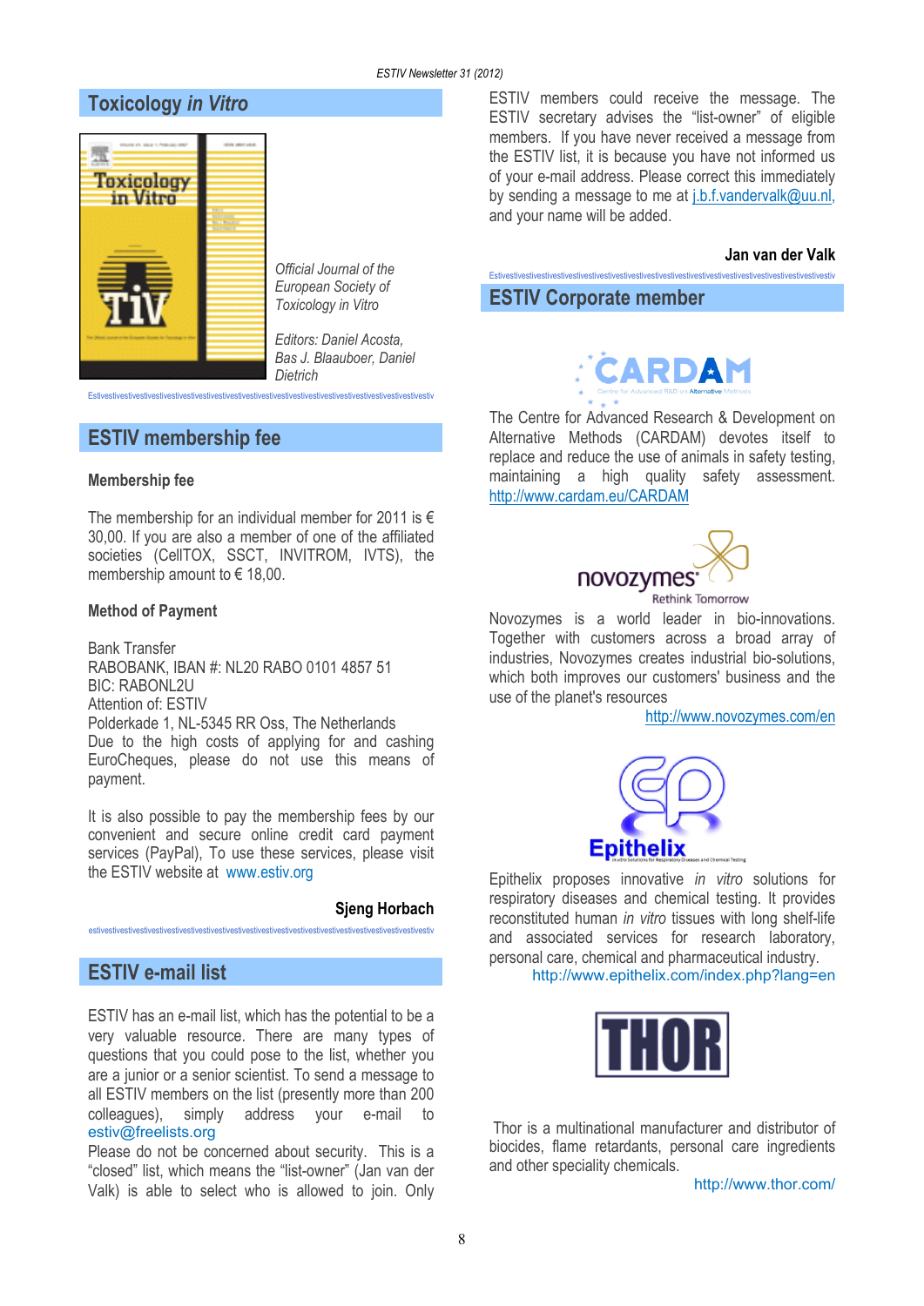## Toxicology *in Vitro*

*Official Journal of the European Society of Toxicology in Vitro*

*Editors: Daniel Acosta, Bas J. Blaauboer, Daniel Dietrich*

Estivestivestivestivestivestivestivestivestivestivestivestivestivestivestivestivestivestivestivestivestiv

## ESTIV membership fee

**Membership fee**

The membership for an individual member for 2011 is € 30,00. If you are also a member of one of the affiliated societies (CellTOX, SSCT, INVITROM, IVTS), the membership amount to € 18,00.

**Method of Payment**

Bank Transfer
RABOBANK, IBAN #: NL20 RABO 0101 4857 51
BIC: RABONL2U
Attention of: ESTIV
Polderkade 1, NL-5345 RR Oss, The Netherlands
Due to the high costs of applying for and cashing EuroCheques, please do not use this means of payment.

It is also possible to pay the membership fees by our convenient and secure online credit card payment services (PayPal), To use these services, please visit the ESTIV website at www.estiv.org

**Sjeng Horbach**

estivestivestivestivestivestivestivestivestivestivestivestivestivestivestivestivestivestivestivestivestiv

## ESTIV e-mail list

ESTIV has an e-mail list, which has the potential to be a very valuable resource. There are many types of questions that you could pose to the list, whether you are a junior or a senior scientist. To send a message to all ESTIV members on the list (presently more than 200 colleagues), simply address your e-mail to estiv@freelists.org
Please do not be concerned about security. This is a "closed" list, which means the "list-owner" (Jan van der Valk) is able to select who is allowed to join. Only ESTIV members could receive the message. The ESTIV secretary advises the "list-owner" of eligible members. If you have never received a message from the ESTIV list, it is because you have not informed us of your e-mail address. Please correct this immediately by sending a message to me at j.b.f.vandervalk@uu.nl, and your name will be added.

**Jan van der Valk**

Estivestivestivestivestivestivestivestivestivestivestivestivestivestivestivestivestivestivestivestivestiv

## ESTIV Corporate member

CARDAM
Centre for Advanced R&D on Alternative Methods

The Centre for Advanced Research & Development on Alternative Methods (CARDAM) devotes itself to replace and reduce the use of animals in safety testing, maintaining a high quality safety assessment. http://www.cardam.eu/CARDAM

novozymes
Rethink Tomorrow

Novozymes is a world leader in bio-innovations. Together with customers across a broad array of industries, Novozymes creates industrial bio-solutions, which both improves our customers' business and the use of the planet's resources

http://www.novozymes.com/en

Epithelix
In vitro Solutions for Respiratory Diseases and Chemical Testing

Epithelix proposes innovative *in vitro* solutions for respiratory diseases and chemical testing. It provides reconstituted human *in vitro* tissues with long shelf-life and associated services for research laboratory, personal care, chemical and pharmaceutical industry.
http://www.epithelix.com/index.php?lang=en

THOR

Thor is a multinational manufacturer and distributor of biocides, flame retardants, personal care ingredients and other speciality chemicals.

http://www.thor.com/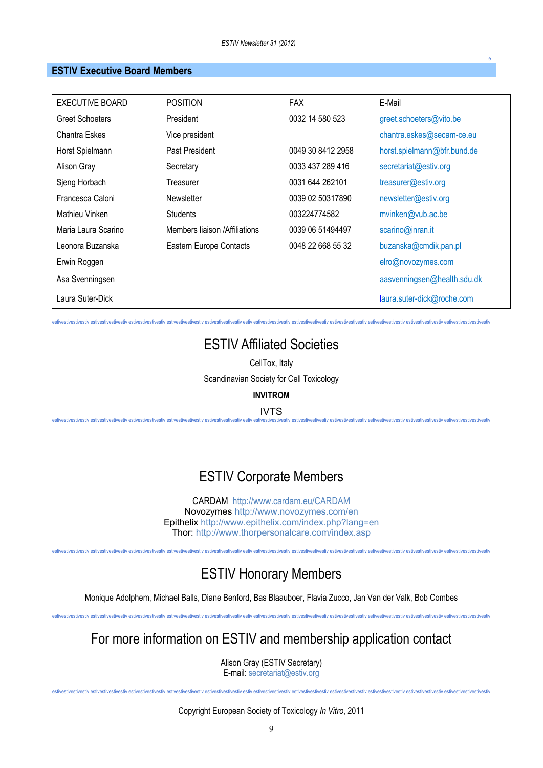## ESTIV Executive Board Members

| EXECUTIVE BOARD | POSITION | FAX | E-Mail |
|---|---|---|---|
| Greet Schoeters | President | 0032 14 580 523 | greet.schoeters@vito.be |
| Chantra Eskes | Vice president | | chantra.eskes@secam-ce.eu |
| Horst Spielmann | Past President | 0049 30 8412 2958 | horst.spielmann@bfr.bund.de |
| Alison Gray | Secretary | 0033 437 289 416 | secretariat@estiv.org |
| Sjeng Horbach | Treasurer | 0031 644 262101 | treasurer@estiv.org |
| Francesca Caloni | Newsletter | 0039 02 50317890 | newsletter@estiv.org |
| Mathieu Vinken | Students | 003224774582 | mvinken@vub.ac.be |
| Maria Laura Scarino | Members liaison /Affiliations | 0039 06 51494497 | scarino@inran.it |
| Leonora Buzanska | Eastern Europe Contacts | 0048 22 668 55 32 | buzanska@cmdik.pan.pl |
| Erwin Roggen | | | elro@novozymes.com |
| Asa Svenningsen | | | aasvenningsen@health.sdu.dk |
| Laura Suter-Dick | | | laura.suter-dick@roche.com |

# ESTIV Affiliated Societies

CellTox, Italy

Scandinavian Society for Cell Toxicology

**INVITROM**

IVTS

# ESTIV Corporate Members

CARDAM http://www.cardam.eu/CARDAM
Novozymes http://www.novozymes.com/en
Epithelix http://www.epithelix.com/index.php?lang=en
Thor: http://www.thorpersonalcare.com/index.asp

# ESTIV Honorary Members

Monique Adolphem, Michael Balls, Diane Benford, Bas Blaauboer, Flavia Zucco, Jan Van der Valk, Bob Combes

# For more information on ESTIV and membership application contact

Alison Gray (ESTIV Secretary)
E-mail: secretariat@estiv.org

Copyright European Society of Toxicology *In Vitro*, 2011